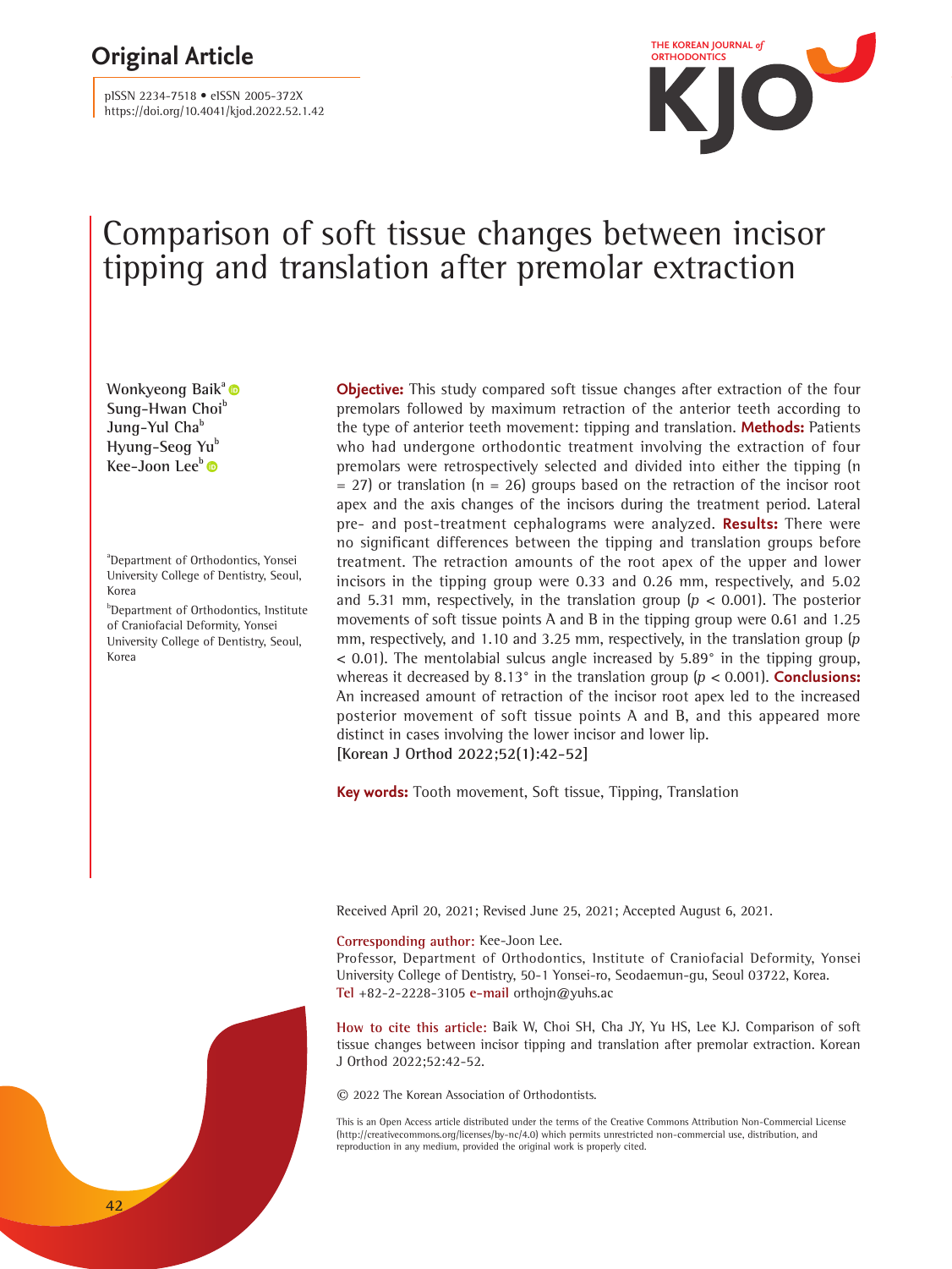## Original Article

pISSN 2234-7518 • eISSN 2005-372X
https://doi.org/10.4041/kjod.2022.52.1.42

# Comparison of soft tissue changes between incisor tipping and translation after premolar extraction

**Wonkyeong Baik**[a]
**Sung-Hwan Choi**[b]
**Jung-Yul Cha**[b]
**Hyung-Seog Yu**[b]
**Kee-Joon Lee**[b]

[a]Department of Orthodontics, Yonsei University College of Dentistry, Seoul, Korea

[b]Department of Orthodontics, Institute of Craniofacial Deformity, Yonsei University College of Dentistry, Seoul, Korea

**Objective:** This study compared soft tissue changes after extraction of the four premolars followed by maximum retraction of the anterior teeth according to the type of anterior teeth movement: tipping and translation. **Methods:** Patients who had undergone orthodontic treatment involving the extraction of four premolars were retrospectively selected and divided into either the tipping (n = 27) or translation (n = 26) groups based on the retraction of the incisor root apex and the axis changes of the incisors during the treatment period. Lateral pre- and post-treatment cephalograms were analyzed. **Results:** There were no significant differences between the tipping and translation groups before treatment. The retraction amounts of the root apex of the upper and lower incisors in the tipping group were 0.33 and 0.26 mm, respectively, and 5.02 and 5.31 mm, respectively, in the translation group ($p < 0.001$). The posterior movements of soft tissue points A and B in the tipping group were 0.61 and 1.25 mm, respectively, and 1.10 and 3.25 mm, respectively, in the translation group ($p < 0.01$). The mentolabial sulcus angle increased by 5.89° in the tipping group, whereas it decreased by 8.13° in the translation group ($p < 0.001$). **Conclusions:** An increased amount of retraction of the incisor root apex led to the increased posterior movement of soft tissue points A and B, and this appeared more distinct in cases involving the lower incisor and lower lip.
**[Korean J Orthod 2022;52(1):42-52]**

**Key words:** Tooth movement, Soft tissue, Tipping, Translation

Received April 20, 2021; Revised June 25, 2021; Accepted August 6, 2021.

**Corresponding author:** Kee-Joon Lee.
Professor, Department of Orthodontics, Institute of Craniofacial Deformity, Yonsei University College of Dentistry, 50-1 Yonsei-ro, Seodaemun-gu, Seoul 03722, Korea.
Tel +82-2-2228-3105 e-mail orthojn@yuhs.ac

**How to cite this article:** Baik W, Choi SH, Cha JY, Yu HS, Lee KJ. Comparison of soft tissue changes between incisor tipping and translation after premolar extraction. Korean J Orthod 2022;52:42-52.

© 2022 The Korean Association of Orthodontists.

This is an Open Access article distributed under the terms of the Creative Commons Attribution Non-Commercial License (http://creativecommons.org/licenses/by-nc/4.0) which permits unrestricted non-commercial use, distribution, and reproduction in any medium, provided the original work is properly cited.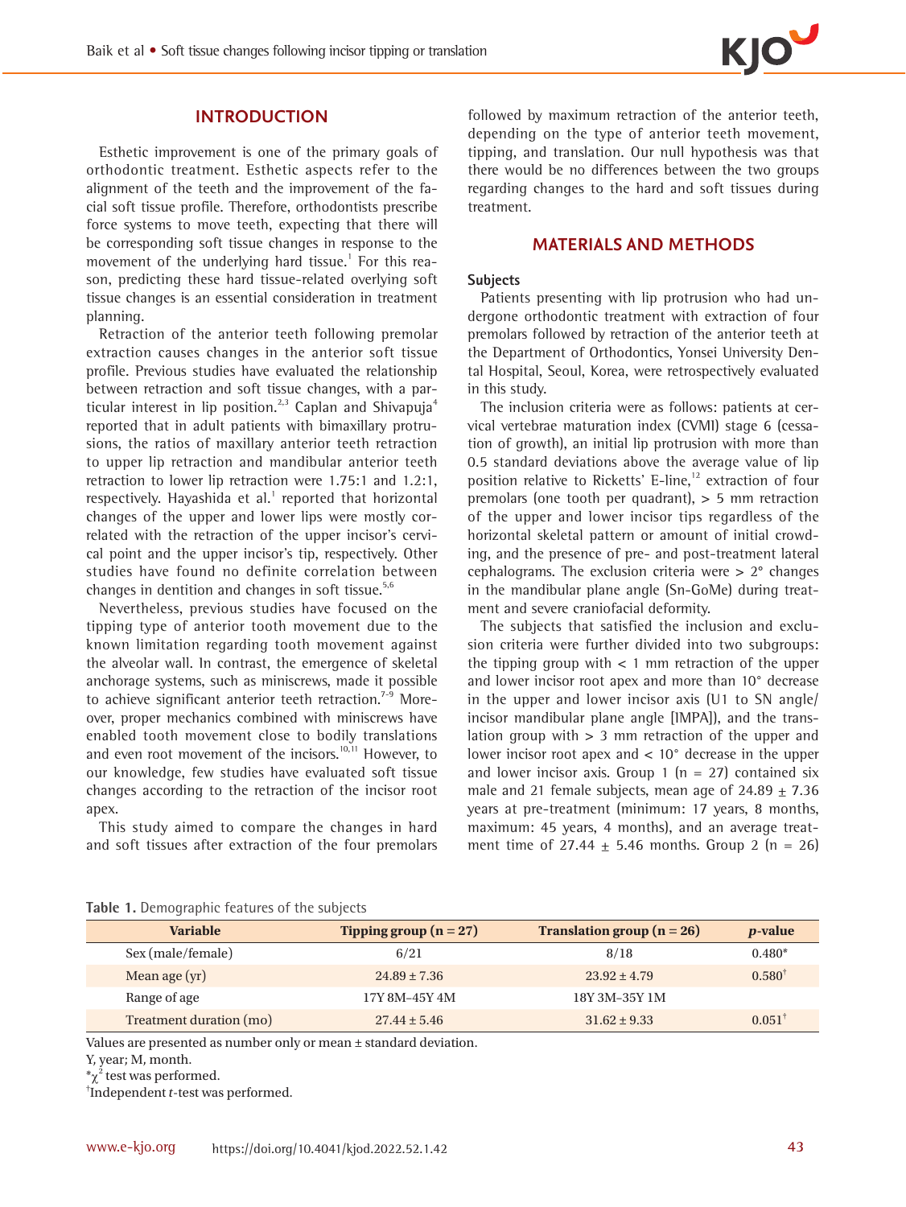## INTRODUCTION

Esthetic improvement is one of the primary goals of orthodontic treatment. Esthetic aspects refer to the alignment of the teeth and the improvement of the facial soft tissue profile. Therefore, orthodontists prescribe force systems to move teeth, expecting that there will be corresponding soft tissue changes in response to the movement of the underlying hard tissue.[1] For this reason, predicting these hard tissue-related overlying soft tissue changes is an essential consideration in treatment planning.

Retraction of the anterior teeth following premolar extraction causes changes in the anterior soft tissue profile. Previous studies have evaluated the relationship between retraction and soft tissue changes, with a particular interest in lip position.[2,3] Caplan and Shivapuja[4] reported that in adult patients with bimaxillary protrusions, the ratios of maxillary anterior teeth retraction to upper lip retraction and mandibular anterior teeth retraction to lower lip retraction were 1.75:1 and 1.2:1, respectively. Hayashida et al.[1] reported that horizontal changes of the upper and lower lips were mostly correlated with the retraction of the upper incisor's cervical point and the upper incisor's tip, respectively. Other studies have found no definite correlation between changes in dentition and changes in soft tissue.[5,6]

Nevertheless, previous studies have focused on the tipping type of anterior tooth movement due to the known limitation regarding tooth movement against the alveolar wall. In contrast, the emergence of skeletal anchorage systems, such as miniscrews, made it possible to achieve significant anterior teeth retraction.[7-9] Moreover, proper mechanics combined with miniscrews have enabled tooth movement close to bodily translations and even root movement of the incisors.[10,11] However, to our knowledge, few studies have evaluated soft tissue changes according to the retraction of the incisor root apex.

This study aimed to compare the changes in hard and soft tissues after extraction of the four premolars followed by maximum retraction of the anterior teeth, depending on the type of anterior teeth movement, tipping, and translation. Our null hypothesis was that there would be no differences between the two groups regarding changes to the hard and soft tissues during treatment.

## MATERIALS AND METHODS

### Subjects

Patients presenting with lip protrusion who had undergone orthodontic treatment with extraction of four premolars followed by retraction of the anterior teeth at the Department of Orthodontics, Yonsei University Dental Hospital, Seoul, Korea, were retrospectively evaluated in this study.

The inclusion criteria were as follows: patients at cervical vertebrae maturation index (CVMI) stage 6 (cessation of growth), an initial lip protrusion with more than 0.5 standard deviations above the average value of lip position relative to Ricketts' E-line,[12] extraction of four premolars (one tooth per quadrant), > 5 mm retraction of the upper and lower incisor tips regardless of the horizontal skeletal pattern or amount of initial crowding, and the presence of pre- and post-treatment lateral cephalograms. The exclusion criteria were > 2° changes in the mandibular plane angle (Sn-GoMe) during treatment and severe craniofacial deformity.

The subjects that satisfied the inclusion and exclusion criteria were further divided into two subgroups: the tipping group with < 1 mm retraction of the upper and lower incisor root apex and more than 10° decrease in the upper and lower incisor axis (U1 to SN angle/incisor mandibular plane angle [IMPA]), and the translation group with > 3 mm retraction of the upper and lower incisor root apex and < 10° decrease in the upper and lower incisor axis. Group 1 (n = 27) contained six male and 21 female subjects, mean age of 24.89 ± 7.36 years at pre-treatment (minimum: 17 years, 8 months, maximum: 45 years, 4 months), and an average treatment time of 27.44 ± 5.46 months. Group 2 (n = 26)

**Table 1.** Demographic features of the subjects

| Variable | Tipping group (n = 27) | Translation group (n = 26) | *p*-value |
|---|---|---|---|
| Sex (male/female) | 6/21 | 8/18 | 0.480* |
| Mean age (yr) | 24.89 ± 7.36 | 23.92 ± 4.79 | 0.580† |
| Range of age | 17Y 8M–45Y 4M | 18Y 3M–35Y 1M | |
| Treatment duration (mo) | 27.44 ± 5.46 | 31.62 ± 9.33 | 0.051† |

Values are presented as number only or mean ± standard deviation.
Y, year; M, month.
*$\chi^2$ test was performed.
†Independent *t*-test was performed.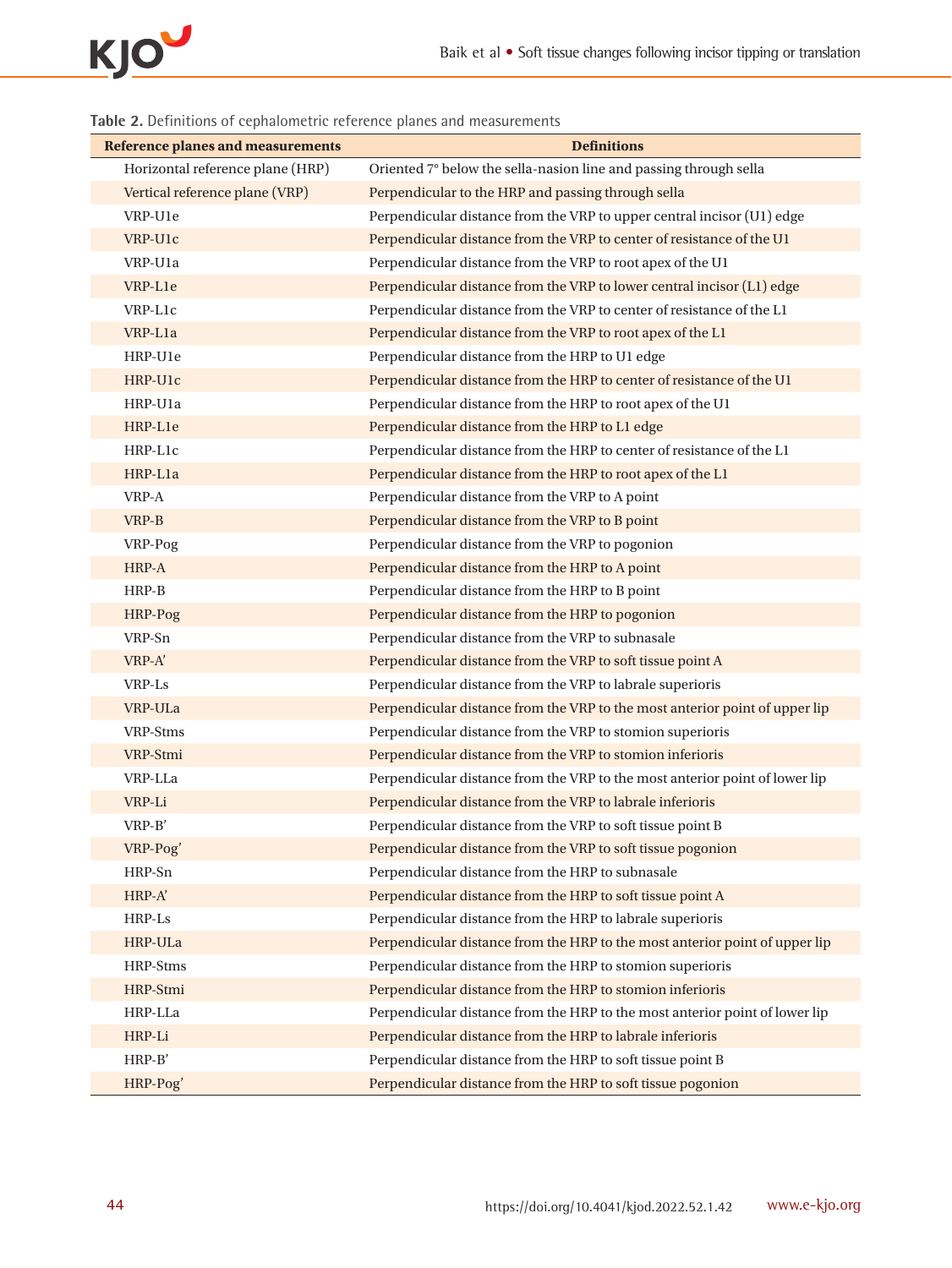**Table 2.** Definitions of cephalometric reference planes and measurements

| Reference planes and measurements | Definitions |
|---|---|
| Horizontal reference plane (HRP) | Oriented 7° below the sella-nasion line and passing through sella |
| Vertical reference plane (VRP) | Perpendicular to the HRP and passing through sella |
| VRP-U1e | Perpendicular distance from the VRP to upper central incisor (U1) edge |
| VRP-U1c | Perpendicular distance from the VRP to center of resistance of the U1 |
| VRP-U1a | Perpendicular distance from the VRP to root apex of the U1 |
| VRP-L1e | Perpendicular distance from the VRP to lower central incisor (L1) edge |
| VRP-L1c | Perpendicular distance from the VRP to center of resistance of the L1 |
| VRP-L1a | Perpendicular distance from the VRP to root apex of the L1 |
| HRP-U1e | Perpendicular distance from the HRP to U1 edge |
| HRP-U1c | Perpendicular distance from the HRP to center of resistance of the U1 |
| HRP-U1a | Perpendicular distance from the HRP to root apex of the U1 |
| HRP-L1e | Perpendicular distance from the HRP to L1 edge |
| HRP-L1c | Perpendicular distance from the HRP to center of resistance of the L1 |
| HRP-L1a | Perpendicular distance from the HRP to root apex of the L1 |
| VRP-A | Perpendicular distance from the VRP to A point |
| VRP-B | Perpendicular distance from the VRP to B point |
| VRP-Pog | Perpendicular distance from the VRP to pogonion |
| HRP-A | Perpendicular distance from the HRP to A point |
| HRP-B | Perpendicular distance from the HRP to B point |
| HRP-Pog | Perpendicular distance from the HRP to pogonion |
| VRP-Sn | Perpendicular distance from the VRP to subnasale |
| VRP-A' | Perpendicular distance from the VRP to soft tissue point A |
| VRP-Ls | Perpendicular distance from the VRP to labrale superioris |
| VRP-ULa | Perpendicular distance from the VRP to the most anterior point of upper lip |
| VRP-Stms | Perpendicular distance from the VRP to stomion superioris |
| VRP-Stmi | Perpendicular distance from the VRP to stomion inferioris |
| VRP-LLa | Perpendicular distance from the VRP to the most anterior point of lower lip |
| VRP-Li | Perpendicular distance from the VRP to labrale inferioris |
| VRP-B' | Perpendicular distance from the VRP to soft tissue point B |
| VRP-Pog' | Perpendicular distance from the VRP to soft tissue pogonion |
| HRP-Sn | Perpendicular distance from the HRP to subnasale |
| HRP-A' | Perpendicular distance from the HRP to soft tissue point A |
| HRP-Ls | Perpendicular distance from the HRP to labrale superioris |
| HRP-ULa | Perpendicular distance from the HRP to the most anterior point of upper lip |
| HRP-Stms | Perpendicular distance from the HRP to stomion superioris |
| HRP-Stmi | Perpendicular distance from the HRP to stomion inferioris |
| HRP-LLa | Perpendicular distance from the HRP to the most anterior point of lower lip |
| HRP-Li | Perpendicular distance from the HRP to labrale inferioris |
| HRP-B' | Perpendicular distance from the HRP to soft tissue point B |
| HRP-Pog' | Perpendicular distance from the HRP to soft tissue pogonion |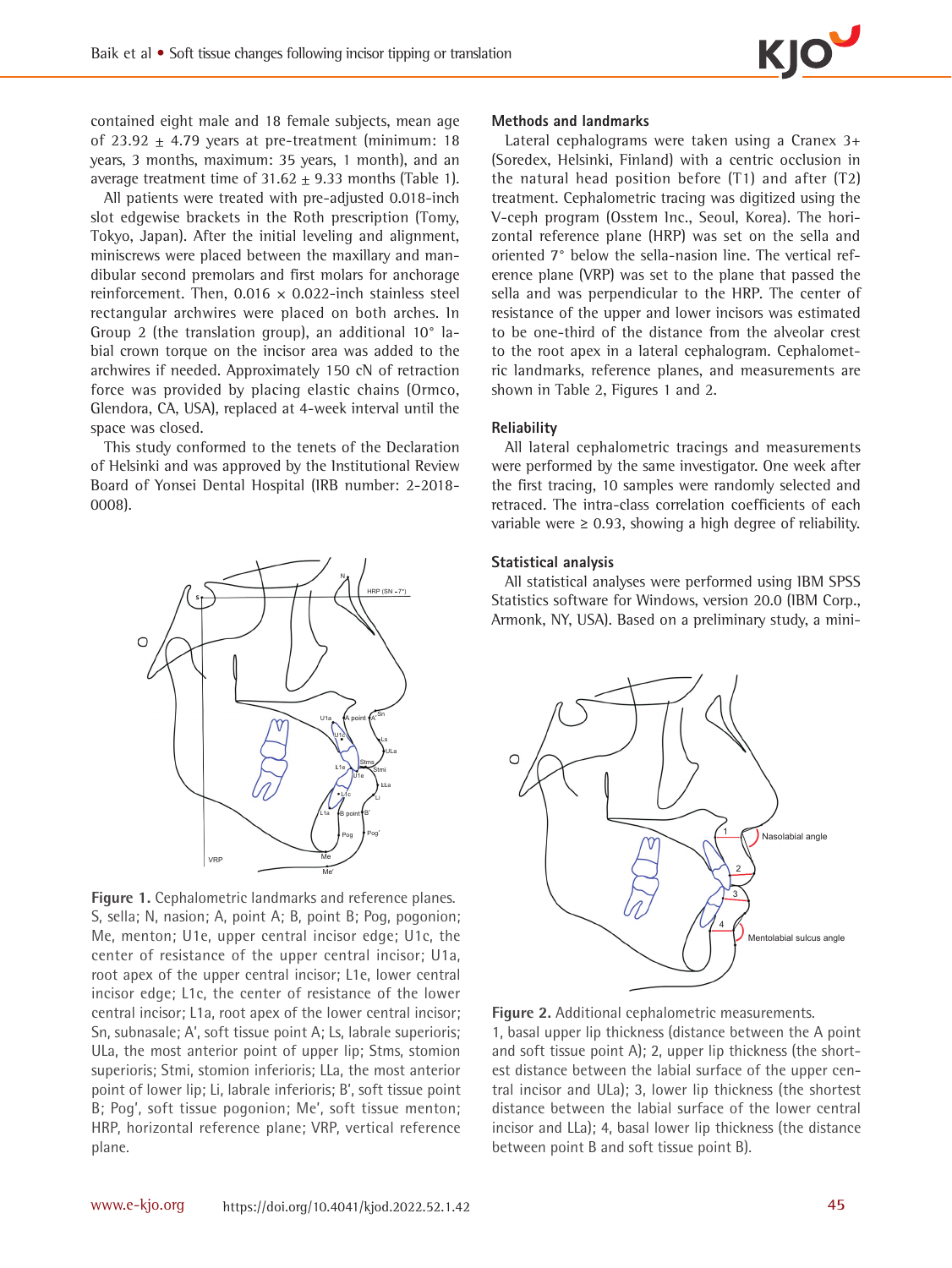contained eight male and 18 female subjects, mean age of 23.92 ± 4.79 years at pre-treatment (minimum: 18 years, 3 months, maximum: 35 years, 1 month), and an average treatment time of 31.62 ± 9.33 months (Table 1).

All patients were treated with pre-adjusted 0.018-inch slot edgewise brackets in the Roth prescription (Tomy, Tokyo, Japan). After the initial leveling and alignment, miniscrews were placed between the maxillary and mandibular second premolars and first molars for anchorage reinforcement. Then, 0.016 × 0.022-inch stainless steel rectangular archwires were placed on both arches. In Group 2 (the translation group), an additional 10° labial crown torque on the incisor area was added to the archwires if needed. Approximately 150 cN of retraction force was provided by placing elastic chains (Ormco, Glendora, CA, USA), replaced at 4-week interval until the space was closed.

This study conformed to the tenets of the Declaration of Helsinki and was approved by the Institutional Review Board of Yonsei Dental Hospital (IRB number: 2-2018-0008).

**Figure 1.** Cephalometric landmarks and reference planes. S, sella; N, nasion; A, point A; B, point B; Pog, pogonion; Me, menton; U1e, upper central incisor edge; U1c, the center of resistance of the upper central incisor; U1a, root apex of the upper central incisor; L1e, lower central incisor edge; L1c, the center of resistance of the lower central incisor; L1a, root apex of the lower central incisor; Sn, subnasale; A', soft tissue point A; Ls, labrale superioris; ULa, the most anterior point of upper lip; Stms, stomion superioris; Stmi, stomion inferioris; LLa, the most anterior point of lower lip; Li, labrale inferioris; B', soft tissue point B; Pog', soft tissue pogonion; Me', soft tissue menton; HRP, horizontal reference plane; VRP, vertical reference plane.

### Methods and landmarks

Lateral cephalograms were taken using a Cranex 3+ (Soredex, Helsinki, Finland) with a centric occlusion in the natural head position before (T1) and after (T2) treatment. Cephalometric tracing was digitized using the V-ceph program (Osstem Inc., Seoul, Korea). The horizontal reference plane (HRP) was set on the sella and oriented 7° below the sella-nasion line. The vertical reference plane (VRP) was set to the plane that passed the sella and was perpendicular to the HRP. The center of resistance of the upper and lower incisors was estimated to be one-third of the distance from the alveolar crest to the root apex in a lateral cephalogram. Cephalometric landmarks, reference planes, and measurements are shown in Table 2, Figures 1 and 2.

### Reliability

All lateral cephalometric tracings and measurements were performed by the same investigator. One week after the first tracing, 10 samples were randomly selected and retraced. The intra-class correlation coefficients of each variable were ≥ 0.93, showing a high degree of reliability.

### Statistical analysis

All statistical analyses were performed using IBM SPSS Statistics software for Windows, version 20.0 (IBM Corp., Armonk, NY, USA). Based on a preliminary study, a mini-

**Figure 2.** Additional cephalometric measurements. 1, basal upper lip thickness (distance between the A point and soft tissue point A); 2, upper lip thickness (the shortest distance between the labial surface of the upper central incisor and ULa); 3, lower lip thickness (the shortest distance between the labial surface of the lower central incisor and LLa); 4, basal lower lip thickness (the distance between point B and soft tissue point B).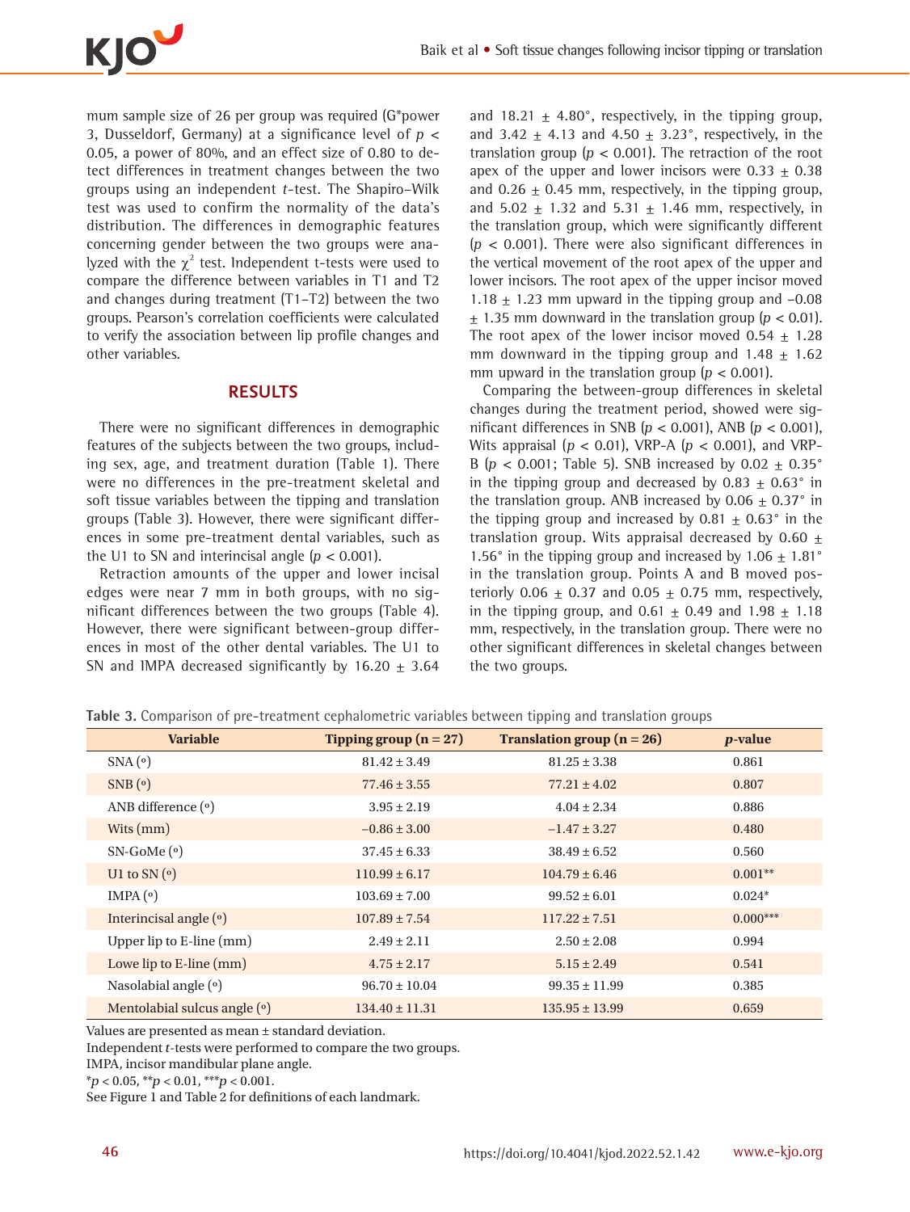mum sample size of 26 per group was required (G*power 3, Dusseldorf, Germany) at a significance level of $p < 0.05$, a power of 80%, and an effect size of 0.80 to detect differences in treatment changes between the two groups using an independent *t*-test. The Shapiro–Wilk test was used to confirm the normality of the data's distribution. The differences in demographic features concerning gender between the two groups were analyzed with the $\chi^2$ test. Independent t-tests were used to compare the difference between variables in T1 and T2 and changes during treatment (T1–T2) between the two groups. Pearson's correlation coefficients were calculated to verify the association between lip profile changes and other variables.

## RESULTS

There were no significant differences in demographic features of the subjects between the two groups, including sex, age, and treatment duration (Table 1). There were no differences in the pre-treatment skeletal and soft tissue variables between the tipping and translation groups (Table 3). However, there were significant differences in some pre-treatment dental variables, such as the U1 to SN and interincisal angle ($p < 0.001$).

Retraction amounts of the upper and lower incisal edges were near 7 mm in both groups, with no significant differences between the two groups (Table 4). However, there were significant between-group differences in most of the other dental variables. The U1 to SN and IMPA decreased significantly by 16.20 ± 3.64 and 18.21 ± 4.80°, respectively, in the tipping group, and 3.42 ± 4.13 and 4.50 ± 3.23°, respectively, in the translation group ($p < 0.001$). The retraction of the root apex of the upper and lower incisors were 0.33 ± 0.38 and 0.26 ± 0.45 mm, respectively, in the tipping group, and 5.02 ± 1.32 and 5.31 ± 1.46 mm, respectively, in the translation group, which were significantly different ($p < 0.001$). There were also significant differences in the vertical movement of the root apex of the upper and lower incisors. The root apex of the upper incisor moved 1.18 ± 1.23 mm upward in the tipping group and –0.08 ± 1.35 mm downward in the translation group ($p < 0.01$). The root apex of the lower incisor moved 0.54 ± 1.28 mm downward in the tipping group and 1.48 ± 1.62 mm upward in the translation group ($p < 0.001$).

Comparing the between-group differences in skeletal changes during the treatment period, showed were significant differences in SNB ($p < 0.001$), ANB ($p < 0.001$), Wits appraisal ($p < 0.01$), VRP-A ($p < 0.001$), and VRP-B ($p < 0.001$; Table 5). SNB increased by 0.02 ± 0.35° in the tipping group and decreased by 0.83 ± 0.63° in the translation group. ANB increased by 0.06 ± 0.37° in the tipping group and increased by 0.81 ± 0.63° in the translation group. Wits appraisal decreased by 0.60 ± 1.56° in the tipping group and increased by 1.06 ± 1.81° in the translation group. Points A and B moved posteriorly 0.06 ± 0.37 and 0.05 ± 0.75 mm, respectively, in the tipping group, and 0.61 ± 0.49 and 1.98 ± 1.18 mm, respectively, in the translation group. There were no other significant differences in skeletal changes between the two groups.

**Table 3.** Comparison of pre-treatment cephalometric variables between tipping and translation groups

| Variable | Tipping group (n = 27) | Translation group (n = 26) | *p*-value |
|---|---|---|---|
| SNA (°) | 81.42 ± 3.49 | 81.25 ± 3.38 | 0.861 |
| SNB (°) | 77.46 ± 3.55 | 77.21 ± 4.02 | 0.807 |
| ANB difference (°) | 3.95 ± 2.19 | 4.04 ± 2.34 | 0.886 |
| Wits (mm) | –0.86 ± 3.00 | –1.47 ± 3.27 | 0.480 |
| SN-GoMe (°) | 37.45 ± 6.33 | 38.49 ± 6.52 | 0.560 |
| U1 to SN (°) | 110.99 ± 6.17 | 104.79 ± 6.46 | 0.001** |
| IMPA (°) | 103.69 ± 7.00 | 99.52 ± 6.01 | 0.024* |
| Interincisal angle (°) | 107.89 ± 7.54 | 117.22 ± 7.51 | 0.000*** |
| Upper lip to E-line (mm) | 2.49 ± 2.11 | 2.50 ± 2.08 | 0.994 |
| Lowe lip to E-line (mm) | 4.75 ± 2.17 | 5.15 ± 2.49 | 0.541 |
| Nasolabial angle (°) | 96.70 ± 10.04 | 99.35 ± 11.99 | 0.385 |
| Mentolabial sulcus angle (°) | 134.40 ± 11.31 | 135.95 ± 13.99 | 0.659 |

Values are presented as mean ± standard deviation.
Independent *t*-tests were performed to compare the two groups.
IMPA, incisor mandibular plane angle.
*$p < 0.05$, **$p < 0.01$, ***$p < 0.001$.
See Figure 1 and Table 2 for definitions of each landmark.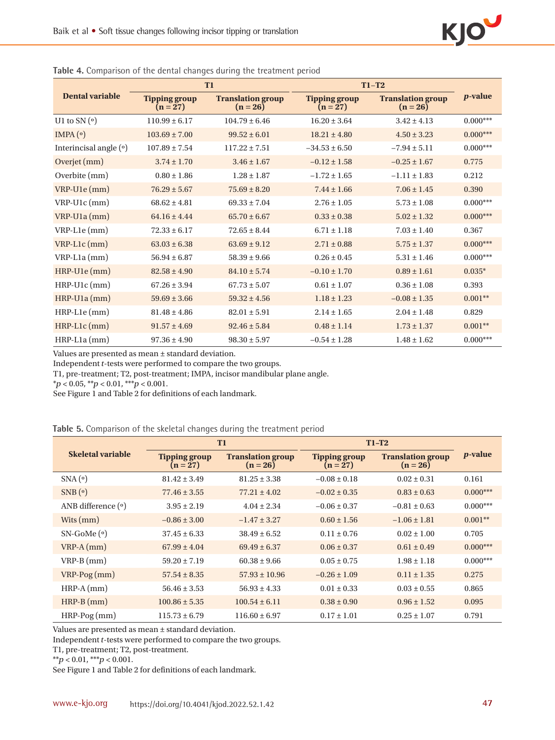**Table 4.** Comparison of the dental changes during the treatment period

| Dental variable | T1 | | T1–T2 | | *p*-value |
|---|---|---|---|---|---|
| | Tipping group (n = 27) | Translation group (n = 26) | Tipping group (n = 27) | Translation group (n = 26) | |
| U1 to SN (°) | 110.99 ± 6.17 | 104.79 ± 6.46 | 16.20 ± 3.64 | 3.42 ± 4.13 | 0.000*** |
| IMPA (°) | 103.69 ± 7.00 | 99.52 ± 6.01 | 18.21 ± 4.80 | 4.50 ± 3.23 | 0.000*** |
| Interincisal angle (°) | 107.89 ± 7.54 | 117.22 ± 7.51 | –34.53 ± 6.50 | –7.94 ± 5.11 | 0.000*** |
| Overjet (mm) | 3.74 ± 1.70 | 3.46 ± 1.67 | –0.12 ± 1.58 | –0.25 ± 1.67 | 0.775 |
| Overbite (mm) | 0.80 ± 1.86 | 1.28 ± 1.87 | –1.72 ± 1.65 | –1.11 ± 1.83 | 0.212 |
| VRP-U1e (mm) | 76.29 ± 5.67 | 75.69 ± 8.20 | 7.44 ± 1.66 | 7.06 ± 1.45 | 0.390 |
| VRP-U1c (mm) | 68.62 ± 4.81 | 69.33 ± 7.04 | 2.76 ± 1.05 | 5.73 ± 1.08 | 0.000*** |
| VRP-U1a (mm) | 64.16 ± 4.44 | 65.70 ± 6.67 | 0.33 ± 0.38 | 5.02 ± 1.32 | 0.000*** |
| VRP-L1e (mm) | 72.33 ± 6.17 | 72.65 ± 8.44 | 6.71 ± 1.18 | 7.03 ± 1.40 | 0.367 |
| VRP-L1c (mm) | 63.03 ± 6.38 | 63.69 ± 9.12 | 2.71 ± 0.88 | 5.75 ± 1.37 | 0.000*** |
| VRP-L1a (mm) | 56.94 ± 6.87 | 58.39 ± 9.66 | 0.26 ± 0.45 | 5.31 ± 1.46 | 0.000*** |
| HRP-U1e (mm) | 82.58 ± 4.90 | 84.10 ± 5.74 | –0.10 ± 1.70 | 0.89 ± 1.61 | 0.035* |
| HRP-U1c (mm) | 67.26 ± 3.94 | 67.73 ± 5.07 | 0.61 ± 1.07 | 0.36 ± 1.08 | 0.393 |
| HRP-U1a (mm) | 59.69 ± 3.66 | 59.32 ± 4.56 | 1.18 ± 1.23 | –0.08 ± 1.35 | 0.001** |
| HRP-L1e (mm) | 81.48 ± 4.86 | 82.01 ± 5.91 | 2.14 ± 1.65 | 2.04 ± 1.48 | 0.829 |
| HRP-L1c (mm) | 91.57 ± 4.69 | 92.46 ± 5.84 | 0.48 ± 1.14 | 1.73 ± 1.37 | 0.001** |
| HRP-L1a (mm) | 97.36 ± 4.90 | 98.30 ± 5.97 | –0.54 ± 1.28 | 1.48 ± 1.62 | 0.000*** |

Values are presented as mean ± standard deviation.
Independent *t*-tests were performed to compare the two groups.
T1, pre-treatment; T2, post-treatment; IMPA, incisor mandibular plane angle.
*$p < 0.05$, **$p < 0.01$, ***$p < 0.001$.
See Figure 1 and Table 2 for definitions of each landmark.

**Table 5.** Comparison of the skeletal changes during the treatment period

| Skeletal variable | T1 | | T1–T2 | | *p*-value |
|---|---|---|---|---|---|
| | Tipping group (n = 27) | Translation group (n = 26) | Tipping group (n = 27) | Translation group (n = 26) | |
| SNA (°) | 81.42 ± 3.49 | 81.25 ± 3.38 | –0.08 ± 0.18 | 0.02 ± 0.31 | 0.161 |
| SNB (°) | 77.46 ± 3.55 | 77.21 ± 4.02 | –0.02 ± 0.35 | 0.83 ± 0.63 | 0.000*** |
| ANB difference (°) | 3.95 ± 2.19 | 4.04 ± 2.34 | –0.06 ± 0.37 | –0.81 ± 0.63 | 0.000*** |
| Wits (mm) | –0.86 ± 3.00 | –1.47 ± 3.27 | 0.60 ± 1.56 | –1.06 ± 1.81 | 0.001** |
| SN-GoMe (°) | 37.45 ± 6.33 | 38.49 ± 6.52 | 0.11 ± 0.76 | 0.02 ± 1.00 | 0.705 |
| VRP-A (mm) | 67.99 ± 4.04 | 69.49 ± 6.37 | 0.06 ± 0.37 | 0.61 ± 0.49 | 0.000*** |
| VRP-B (mm) | 59.20 ± 7.19 | 60.38 ± 9.66 | 0.05 ± 0.75 | 1.98 ± 1.18 | 0.000*** |
| VRP-Pog (mm) | 57.54 ± 8.35 | 57.93 ± 10.96 | –0.26 ± 1.09 | 0.11 ± 1.35 | 0.275 |
| HRP-A (mm) | 56.46 ± 3.53 | 56.93 ± 4.33 | 0.01 ± 0.33 | 0.03 ± 0.55 | 0.865 |
| HRP-B (mm) | 100.86 ± 5.35 | 100.54 ± 6.11 | 0.38 ± 0.90 | 0.96 ± 1.52 | 0.095 |
| HRP-Pog (mm) | 115.73 ± 6.79 | 116.60 ± 6.97 | 0.17 ± 1.01 | 0.25 ± 1.07 | 0.791 |

Values are presented as mean ± standard deviation.
Independent *t*-tests were performed to compare the two groups.
T1, pre-treatment; T2, post-treatment.
**$p < 0.01$, ***$p < 0.001$.
See Figure 1 and Table 2 for definitions of each landmark.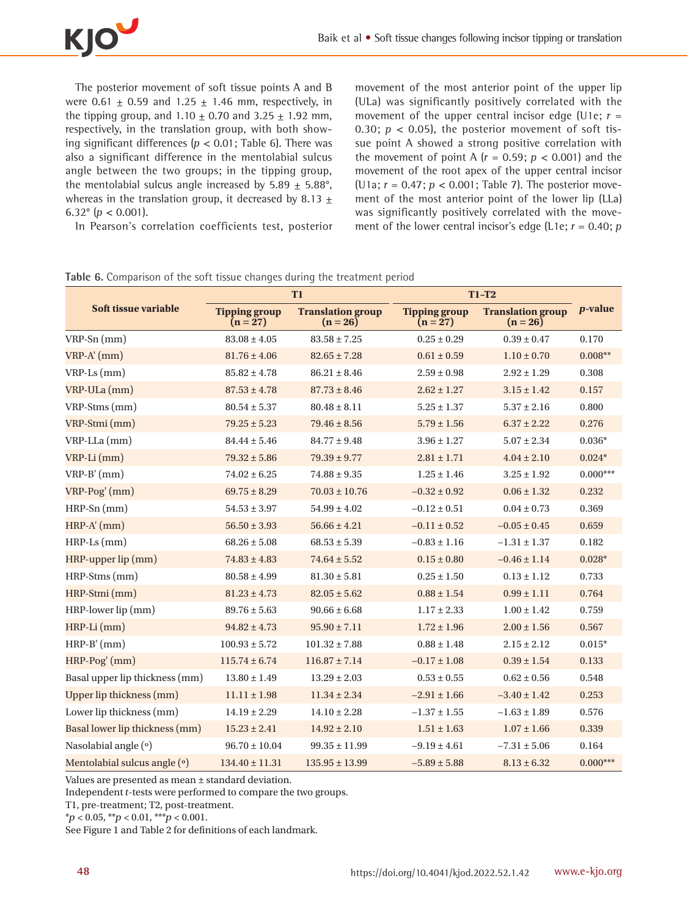The posterior movement of soft tissue points A and B were 0.61 ± 0.59 and 1.25 ± 1.46 mm, respectively, in the tipping group, and 1.10 ± 0.70 and 3.25 ± 1.92 mm, respectively, in the translation group, with both showing significant differences ($p < 0.01$; Table 6). There was also a significant difference in the mentolabial sulcus angle between the two groups; in the tipping group, the mentolabial sulcus angle increased by 5.89 ± 5.88°, whereas in the translation group, it decreased by 8.13 ± 6.32° ($p < 0.001$).

In Pearson's correlation coefficients test, posterior movement of the most anterior point of the upper lip (ULa) was significantly positively correlated with the movement of the upper central incisor edge (U1e; $r$ = 0.30; $p < 0.05$), the posterior movement of soft tissue point A showed a strong positive correlation with the movement of point A ($r$ = 0.59; $p < 0.001$) and the movement of the root apex of the upper central incisor (U1a; $r$ = 0.47; $p < 0.001$; Table 7). The posterior movement of the most anterior point of the lower lip (LLa) was significantly positively correlated with the movement of the lower central incisor's edge (L1e; $r$ = 0.40; $p$

**Table 6.** Comparison of the soft tissue changes during the treatment period

| Soft tissue variable | T1 | | T1–T2 | | *p*-value |
|---|---|---|---|---|---|
| | Tipping group (n = 27) | Translation group (n = 26) | Tipping group (n = 27) | Translation group (n = 26) | |
| VRP-Sn (mm) | 83.08 ± 4.05 | 83.58 ± 7.25 | 0.25 ± 0.29 | 0.39 ± 0.47 | 0.170 |
| VRP-A' (mm) | 81.76 ± 4.06 | 82.65 ± 7.28 | 0.61 ± 0.59 | 1.10 ± 0.70 | 0.008** |
| VRP-Ls (mm) | 85.82 ± 4.78 | 86.21 ± 8.46 | 2.59 ± 0.98 | 2.92 ± 1.29 | 0.308 |
| VRP-ULa (mm) | 87.53 ± 4.78 | 87.73 ± 8.46 | 2.62 ± 1.27 | 3.15 ± 1.42 | 0.157 |
| VRP-Stms (mm) | 80.54 ± 5.37 | 80.48 ± 8.11 | 5.25 ± 1.37 | 5.37 ± 2.16 | 0.800 |
| VRP-Stmi (mm) | 79.25 ± 5.23 | 79.46 ± 8.56 | 5.79 ± 1.56 | 6.37 ± 2.22 | 0.276 |
| VRP-LLa (mm) | 84.44 ± 5.46 | 84.77 ± 9.48 | 3.96 ± 1.27 | 5.07 ± 2.34 | 0.036* |
| VRP-Li (mm) | 79.32 ± 5.86 | 79.39 ± 9.77 | 2.81 ± 1.71 | 4.04 ± 2.10 | 0.024* |
| VRP-B' (mm) | 74.02 ± 6.25 | 74.88 ± 9.35 | 1.25 ± 1.46 | 3.25 ± 1.92 | 0.000*** |
| VRP-Pog' (mm) | 69.75 ± 8.29 | 70.03 ± 10.76 | −0.32 ± 0.92 | 0.06 ± 1.32 | 0.232 |
| HRP-Sn (mm) | 54.53 ± 3.97 | 54.99 ± 4.02 | −0.12 ± 0.51 | 0.04 ± 0.73 | 0.369 |
| HRP-A' (mm) | 56.50 ± 3.93 | 56.66 ± 4.21 | −0.11 ± 0.52 | −0.05 ± 0.45 | 0.659 |
| HRP-Ls (mm) | 68.26 ± 5.08 | 68.53 ± 5.39 | −0.83 ± 1.16 | −1.31 ± 1.37 | 0.182 |
| HRP-upper lip (mm) | 74.83 ± 4.83 | 74.64 ± 5.52 | 0.15 ± 0.80 | −0.46 ± 1.14 | 0.028* |
| HRP-Stms (mm) | 80.58 ± 4.99 | 81.30 ± 5.81 | 0.25 ± 1.50 | 0.13 ± 1.12 | 0.733 |
| HRP-Stmi (mm) | 81.23 ± 4.73 | 82.05 ± 5.62 | 0.88 ± 1.54 | 0.99 ± 1.11 | 0.764 |
| HRP-lower lip (mm) | 89.76 ± 5.63 | 90.66 ± 6.68 | 1.17 ± 2.33 | 1.00 ± 1.42 | 0.759 |
| HRP-Li (mm) | 94.82 ± 4.73 | 95.90 ± 7.11 | 1.72 ± 1.96 | 2.00 ± 1.56 | 0.567 |
| HRP-B' (mm) | 100.93 ± 5.72 | 101.32 ± 7.88 | 0.88 ± 1.48 | 2.15 ± 2.12 | 0.015* |
| HRP-Pog' (mm) | 115.74 ± 6.74 | 116.87 ± 7.14 | −0.17 ± 1.08 | 0.39 ± 1.54 | 0.133 |
| Basal upper lip thickness (mm) | 13.80 ± 1.49 | 13.29 ± 2.03 | 0.53 ± 0.55 | 0.62 ± 0.56 | 0.548 |
| Upper lip thickness (mm) | 11.11 ± 1.98 | 11.34 ± 2.34 | −2.91 ± 1.66 | −3.40 ± 1.42 | 0.253 |
| Lower lip thickness (mm) | 14.19 ± 2.29 | 14.10 ± 2.28 | −1.37 ± 1.55 | −1.63 ± 1.89 | 0.576 |
| Basal lower lip thickness (mm) | 15.23 ± 2.41 | 14.92 ± 2.10 | 1.51 ± 1.63 | 1.07 ± 1.66 | 0.339 |
| Nasolabial angle (°) | 96.70 ± 10.04 | 99.35 ± 11.99 | −9.19 ± 4.61 | −7.31 ± 5.06 | 0.164 |
| Mentolabial sulcus angle (°) | 134.40 ± 11.31 | 135.95 ± 13.99 | −5.89 ± 5.88 | 8.13 ± 6.32 | 0.000*** |

Values are presented as mean ± standard deviation.
Independent $t$-tests were performed to compare the two groups.
T1, pre-treatment; T2, post-treatment.
*$p < 0.05$, **$p < 0.01$, ***$p < 0.001$.
See Figure 1 and Table 2 for definitions of each landmark.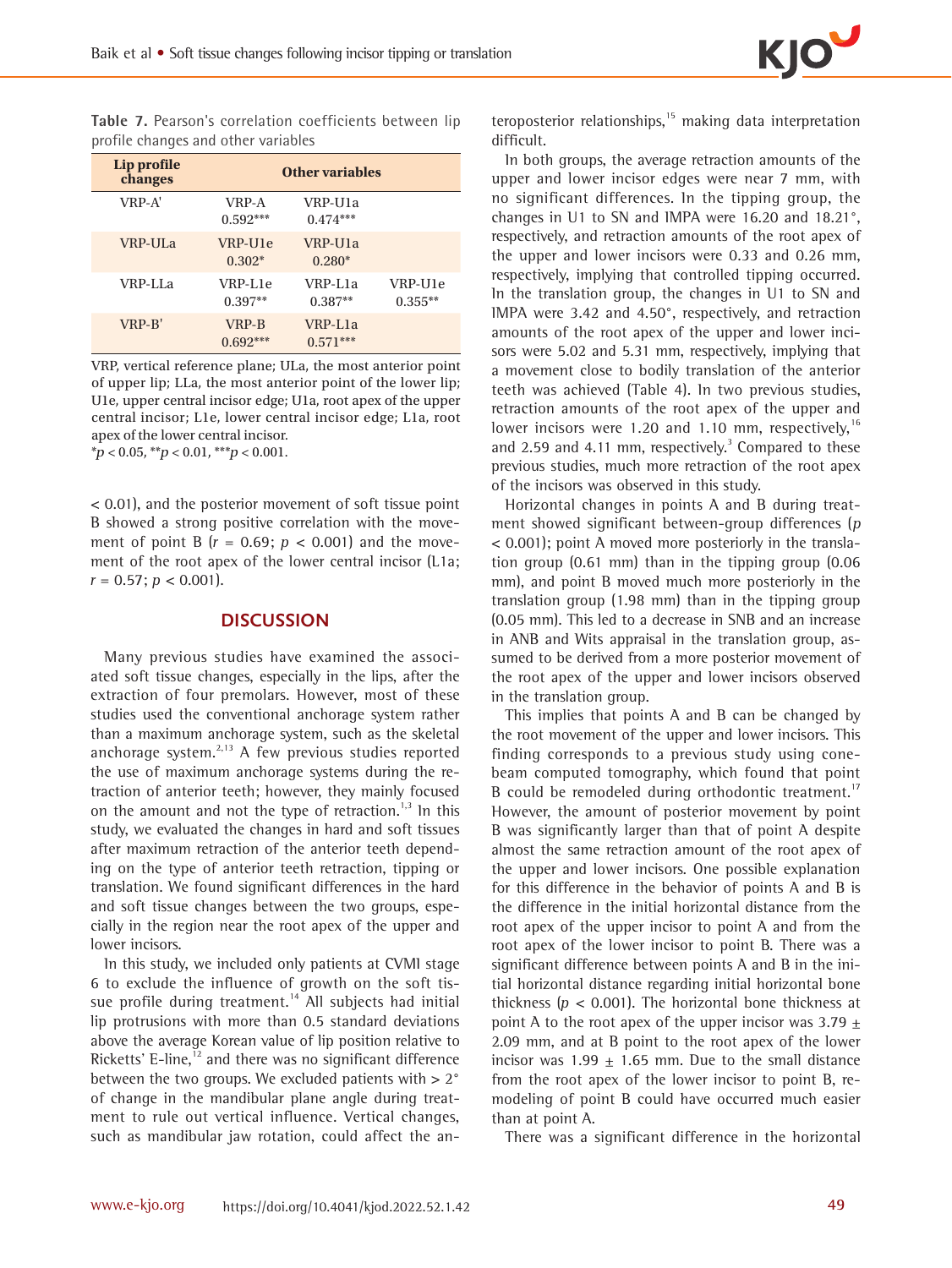**Table 7.** Pearson's correlation coefficients between lip profile changes and other variables

| Lip profile changes | Other variables | | |
|---|---|---|---|
| VRP-A' | VRP-A 0.592*** | VRP-U1a 0.474*** | |
| VRP-ULa | VRP-U1e 0.302* | VRP-U1a 0.280* | |
| VRP-LLa | VRP-L1e 0.397** | VRP-L1a 0.387** | VRP-U1e 0.355** |
| VRP-B' | VRP-B 0.692*** | VRP-L1a 0.571*** | |

VRP, vertical reference plane; ULa, the most anterior point of upper lip; LLa, the most anterior point of the lower lip; U1e, upper central incisor edge; U1a, root apex of the upper central incisor; L1e, lower central incisor edge; L1a, root apex of the lower central incisor.
*$p < 0.05$, **$p < 0.01$, ***$p < 0.001$.

< 0.01), and the posterior movement of soft tissue point B showed a strong positive correlation with the movement of point B ($r = 0.69$; $p < 0.001$) and the movement of the root apex of the lower central incisor (L1a; $r = 0.57$; $p < 0.001$).

## DISCUSSION

Many previous studies have examined the associated soft tissue changes, especially in the lips, after the extraction of four premolars. However, most of these studies used the conventional anchorage system rather than a maximum anchorage system, such as the skeletal anchorage system.[2,13] A few previous studies reported the use of maximum anchorage systems during the retraction of anterior teeth; however, they mainly focused on the amount and not the type of retraction.[1,3] In this study, we evaluated the changes in hard and soft tissues after maximum retraction of the anterior teeth depending on the type of anterior teeth retraction, tipping or translation. We found significant differences in the hard and soft tissue changes between the two groups, especially in the region near the root apex of the upper and lower incisors.

In this study, we included only patients at CVMI stage 6 to exclude the influence of growth on the soft tissue profile during treatment.[14] All subjects had initial lip protrusions with more than 0.5 standard deviations above the average Korean value of lip position relative to Ricketts' E-line,[12] and there was no significant difference between the two groups. We excluded patients with > 2° of change in the mandibular plane angle during treatment to rule out vertical influence. Vertical changes, such as mandibular jaw rotation, could affect the anteroposterior relationships,[15] making data interpretation difficult.

In both groups, the average retraction amounts of the upper and lower incisor edges were near 7 mm, with no significant differences. In the tipping group, the changes in U1 to SN and IMPA were 16.20 and 18.21°, respectively, and retraction amounts of the root apex of the upper and lower incisors were 0.33 and 0.26 mm, respectively, implying that controlled tipping occurred. In the translation group, the changes in U1 to SN and IMPA were 3.42 and 4.50°, respectively, and retraction amounts of the root apex of the upper and lower incisors were 5.02 and 5.31 mm, respectively, implying that a movement close to bodily translation of the anterior teeth was achieved (Table 4). In two previous studies, retraction amounts of the root apex of the upper and lower incisors were 1.20 and 1.10 mm, respectively,[16] and 2.59 and 4.11 mm, respectively.[3] Compared to these previous studies, much more retraction of the root apex of the incisors was observed in this study.

Horizontal changes in points A and B during treatment showed significant between-group differences ($p < 0.001$); point A moved more posteriorly in the translation group (0.61 mm) than in the tipping group (0.06 mm), and point B moved much more posteriorly in the translation group (1.98 mm) than in the tipping group (0.05 mm). This led to a decrease in SNB and an increase in ANB and Wits appraisal in the translation group, assumed to be derived from a more posterior movement of the root apex of the upper and lower incisors observed in the translation group.

This implies that points A and B can be changed by the root movement of the upper and lower incisors. This finding corresponds to a previous study using cone-beam computed tomography, which found that point B could be remodeled during orthodontic treatment.[17] However, the amount of posterior movement by point B was significantly larger than that of point A despite almost the same retraction amount of the root apex of the upper and lower incisors. One possible explanation for this difference in the behavior of points A and B is the difference in the initial horizontal distance from the root apex of the upper incisor to point A and from the root apex of the lower incisor to point B. There was a significant difference between points A and B in the initial horizontal distance regarding initial horizontal bone thickness ($p < 0.001$). The horizontal bone thickness at point A to the root apex of the upper incisor was 3.79 ± 2.09 mm, and at B point to the root apex of the lower incisor was 1.99 ± 1.65 mm. Due to the small distance from the root apex of the lower incisor to point B, remodeling of point B could have occurred much easier than at point A.

There was a significant difference in the horizontal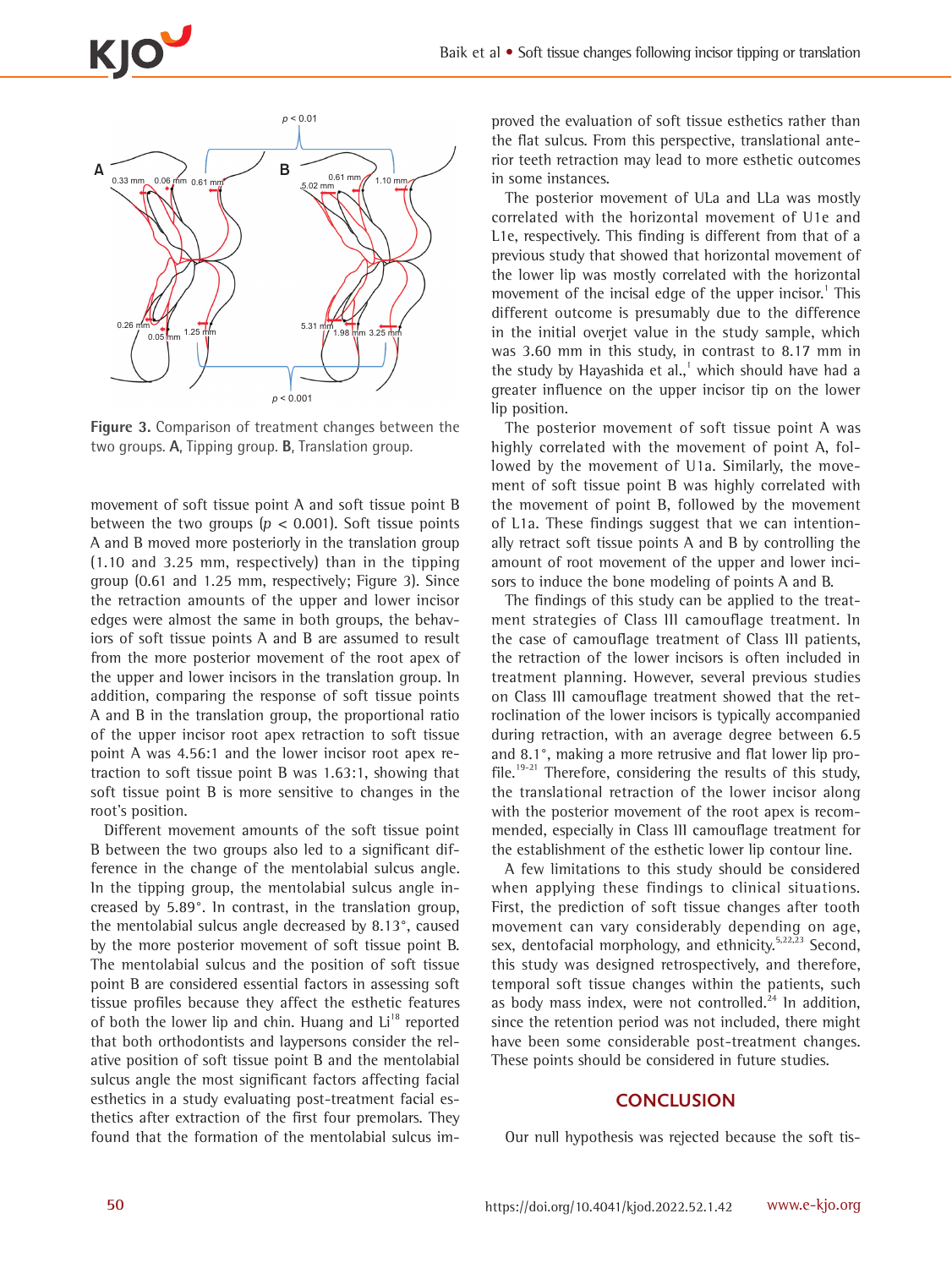Figure 3. Comparison of treatment changes between the two groups. A, Tipping group. B, Translation group.

movement of soft tissue point A and soft tissue point B between the two groups ($p$ < 0.001). Soft tissue points A and B moved more posteriorly in the translation group (1.10 and 3.25 mm, respectively) than in the tipping group (0.61 and 1.25 mm, respectively; Figure 3). Since the retraction amounts of the upper and lower incisor edges were almost the same in both groups, the behaviors of soft tissue points A and B are assumed to result from the more posterior movement of the root apex of the upper and lower incisors in the translation group. In addition, comparing the response of soft tissue points A and B in the translation group, the proportional ratio of the upper incisor root apex retraction to soft tissue point A was 4.56:1 and the lower incisor root apex retraction to soft tissue point B was 1.63:1, showing that soft tissue point B is more sensitive to changes in the root's position.

Different movement amounts of the soft tissue point B between the two groups also led to a significant difference in the change of the mentolabial sulcus angle. In the tipping group, the mentolabial sulcus angle increased by 5.89°. In contrast, in the translation group, the mentolabial sulcus angle decreased by 8.13°, caused by the more posterior movement of soft tissue point B. The mentolabial sulcus and the position of soft tissue point B are considered essential factors in assessing soft tissue profiles because they affect the esthetic features of both the lower lip and chin. Huang and Li[18] reported that both orthodontists and laypersons consider the relative position of soft tissue point B and the mentolabial sulcus angle the most significant factors affecting facial esthetics in a study evaluating post-treatment facial esthetics after extraction of the first four premolars. They found that the formation of the mentolabial sulcus improved the evaluation of soft tissue esthetics rather than the flat sulcus. From this perspective, translational anterior teeth retraction may lead to more esthetic outcomes in some instances.

The posterior movement of ULa and LLa was mostly correlated with the horizontal movement of U1e and L1e, respectively. This finding is different from that of a previous study that showed that horizontal movement of the lower lip was mostly correlated with the horizontal movement of the incisal edge of the upper incisor.[1] This different outcome is presumably due to the difference in the initial overjet value in the study sample, which was 3.60 mm in this study, in contrast to 8.17 mm in the study by Hayashida et al.,[1] which should have had a greater influence on the upper incisor tip on the lower lip position.

The posterior movement of soft tissue point A was highly correlated with the movement of point A, followed by the movement of U1a. Similarly, the movement of soft tissue point B was highly correlated with the movement of point B, followed by the movement of L1a. These findings suggest that we can intentionally retract soft tissue points A and B by controlling the amount of root movement of the upper and lower incisors to induce the bone modeling of points A and B.

The findings of this study can be applied to the treatment strategies of Class III camouflage treatment. In the case of camouflage treatment of Class III patients, the retraction of the lower incisors is often included in treatment planning. However, several previous studies on Class III camouflage treatment showed that the retroclination of the lower incisors is typically accompanied during retraction, with an average degree between 6.5 and 8.1°, making a more retrusive and flat lower lip profile.[19-21] Therefore, considering the results of this study, the translational retraction of the lower incisor along with the posterior movement of the root apex is recommended, especially in Class III camouflage treatment for the establishment of the esthetic lower lip contour line.

A few limitations to this study should be considered when applying these findings to clinical situations. First, the prediction of soft tissue changes after tooth movement can vary considerably depending on age, sex, dentofacial morphology, and ethnicity.[5,22,23] Second, this study was designed retrospectively, and therefore, temporal soft tissue changes within the patients, such as body mass index, were not controlled.[24] In addition, since the retention period was not included, there might have been some considerable post-treatment changes. These points should be considered in future studies.

## CONCLUSION

Our null hypothesis was rejected because the soft tis-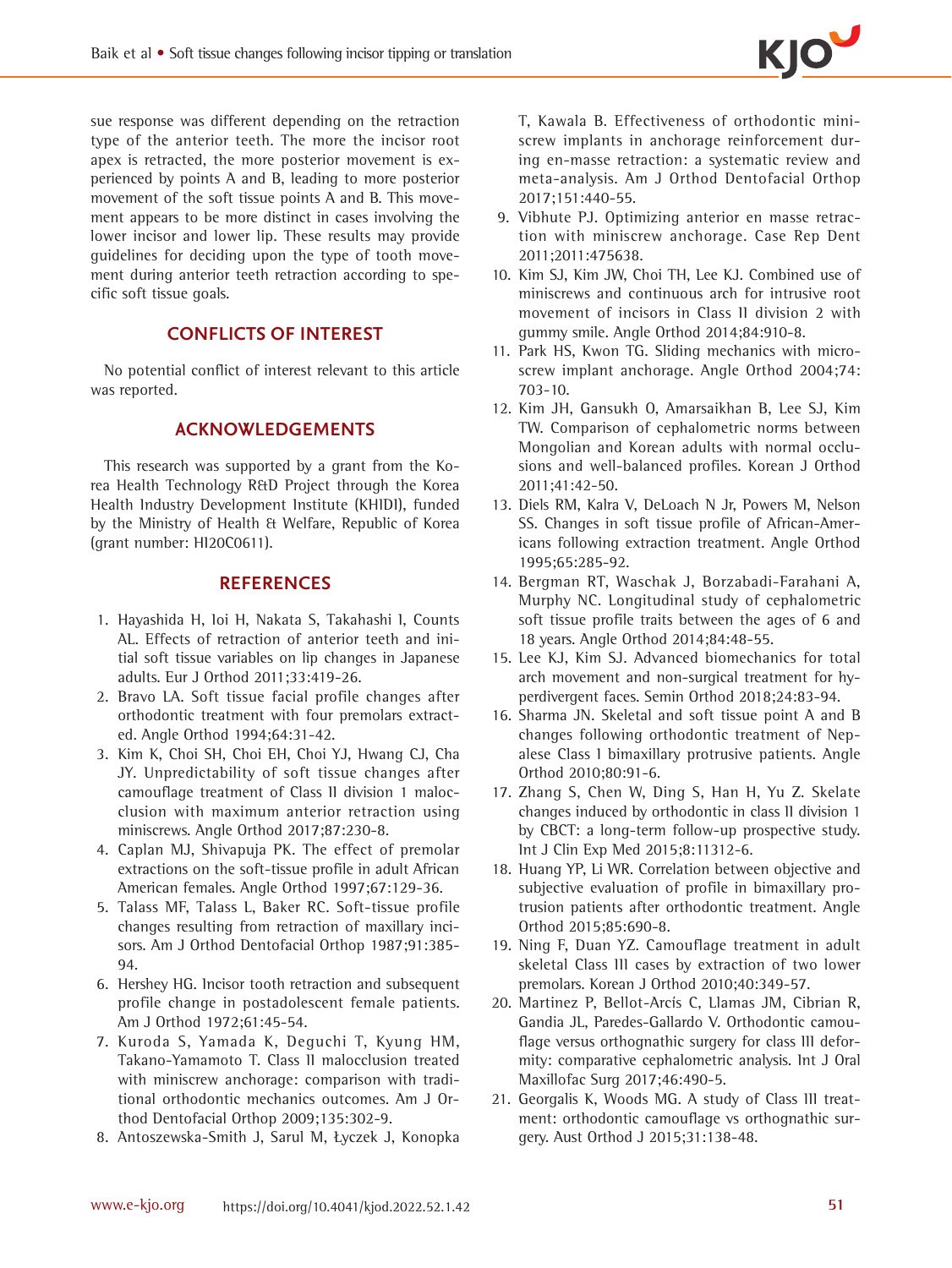sue response was different depending on the retraction type of the anterior teeth. The more the incisor root apex is retracted, the more posterior movement is experienced by points A and B, leading to more posterior movement of the soft tissue points A and B. This movement appears to be more distinct in cases involving the lower incisor and lower lip. These results may provide guidelines for deciding upon the type of tooth movement during anterior teeth retraction according to specific soft tissue goals.

## CONFLICTS OF INTEREST

No potential conflict of interest relevant to this article was reported.

## ACKNOWLEDGEMENTS

This research was supported by a grant from the Korea Health Technology R&D Project through the Korea Health Industry Development Institute (KHIDI), funded by the Ministry of Health & Welfare, Republic of Korea (grant number: HI20C0611).

## REFERENCES

1. Hayashida H, Ioi H, Nakata S, Takahashi I, Counts AL. Effects of retraction of anterior teeth and initial soft tissue variables on lip changes in Japanese adults. Eur J Orthod 2011;33:419-26.
2. Bravo LA. Soft tissue facial profile changes after orthodontic treatment with four premolars extracted. Angle Orthod 1994;64:31-42.
3. Kim K, Choi SH, Choi EH, Choi YJ, Hwang CJ, Cha JY. Unpredictability of soft tissue changes after camouflage treatment of Class II division 1 malocclusion with maximum anterior retraction using miniscrews. Angle Orthod 2017;87:230-8.
4. Caplan MJ, Shivapuja PK. The effect of premolar extractions on the soft-tissue profile in adult African American females. Angle Orthod 1997;67:129-36.
5. Talass MF, Talass L, Baker RC. Soft-tissue profile changes resulting from retraction of maxillary incisors. Am J Orthod Dentofacial Orthop 1987;91:385-94.
6. Hershey HG. Incisor tooth retraction and subsequent profile change in postadolescent female patients. Am J Orthod 1972;61:45-54.
7. Kuroda S, Yamada K, Deguchi T, Kyung HM, Takano-Yamamoto T. Class II malocclusion treated with miniscrew anchorage: comparison with traditional orthodontic mechanics outcomes. Am J Orthod Dentofacial Orthop 2009;135:302-9.
8. Antoszewska-Smith J, Sarul M, Łyczek J, Konopka T, Kawala B. Effectiveness of orthodontic miniscrew implants in anchorage reinforcement during en-masse retraction: a systematic review and meta-analysis. Am J Orthod Dentofacial Orthop 2017;151:440-55.
9. Vibhute PJ. Optimizing anterior en masse retraction with miniscrew anchorage. Case Rep Dent 2011;2011:475638.
10. Kim SJ, Kim JW, Choi TH, Lee KJ. Combined use of miniscrews and continuous arch for intrusive root movement of incisors in Class II division 2 with gummy smile. Angle Orthod 2014;84:910-8.
11. Park HS, Kwon TG. Sliding mechanics with microscrew implant anchorage. Angle Orthod 2004;74:703-10.
12. Kim JH, Gansukh O, Amarsaikhan B, Lee SJ, Kim TW. Comparison of cephalometric norms between Mongolian and Korean adults with normal occlusions and well-balanced profiles. Korean J Orthod 2011;41:42-50.
13. Diels RM, Kalra V, DeLoach N Jr, Powers M, Nelson SS. Changes in soft tissue profile of African-Americans following extraction treatment. Angle Orthod 1995;65:285-92.
14. Bergman RT, Waschak J, Borzabadi-Farahani A, Murphy NC. Longitudinal study of cephalometric soft tissue profile traits between the ages of 6 and 18 years. Angle Orthod 2014;84:48-55.
15. Lee KJ, Kim SJ. Advanced biomechanics for total arch movement and non-surgical treatment for hyperdivergent faces. Semin Orthod 2018;24:83-94.
16. Sharma JN. Skeletal and soft tissue point A and B changes following orthodontic treatment of Nepalese Class I bimaxillary protrusive patients. Angle Orthod 2010;80:91-6.
17. Zhang S, Chen W, Ding S, Han H, Yu Z. Skelate changes induced by orthodontic in class II division 1 by CBCT: a long-term follow-up prospective study. Int J Clin Exp Med 2015;8:11312-6.
18. Huang YP, Li WR. Correlation between objective and subjective evaluation of profile in bimaxillary protrusion patients after orthodontic treatment. Angle Orthod 2015;85:690-8.
19. Ning F, Duan YZ. Camouflage treatment in adult skeletal Class III cases by extraction of two lower premolars. Korean J Orthod 2010;40:349-57.
20. Martinez P, Bellot-Arcís C, Llamas JM, Cibrian R, Gandia JL, Paredes-Gallardo V. Orthodontic camouflage versus orthognathic surgery for class III deformity: comparative cephalometric analysis. Int J Oral Maxillofac Surg 2017;46:490-5.
21. Georgalis K, Woods MG. A study of Class III treatment: orthodontic camouflage vs orthognathic surgery. Aust Orthod J 2015;31:138-48.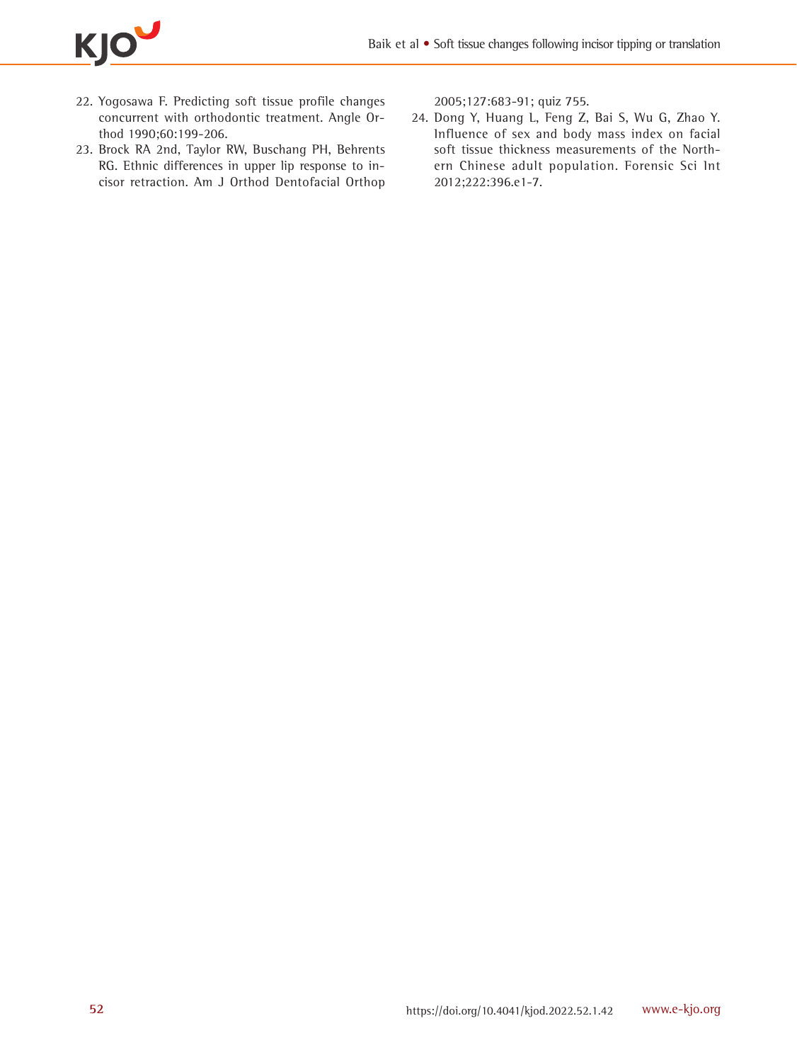22. Yogosawa F. Predicting soft tissue profile changes concurrent with orthodontic treatment. Angle Orthod 1990;60:199-206.
23. Brock RA 2nd, Taylor RW, Buschang PH, Behrents RG. Ethnic differences in upper lip response to incisor retraction. Am J Orthod Dentofacial Orthop 2005;127:683-91; quiz 755.
24. Dong Y, Huang L, Feng Z, Bai S, Wu G, Zhao Y. Influence of sex and body mass index on facial soft tissue thickness measurements of the Northern Chinese adult population. Forensic Sci Int 2012;222:396.e1-7.